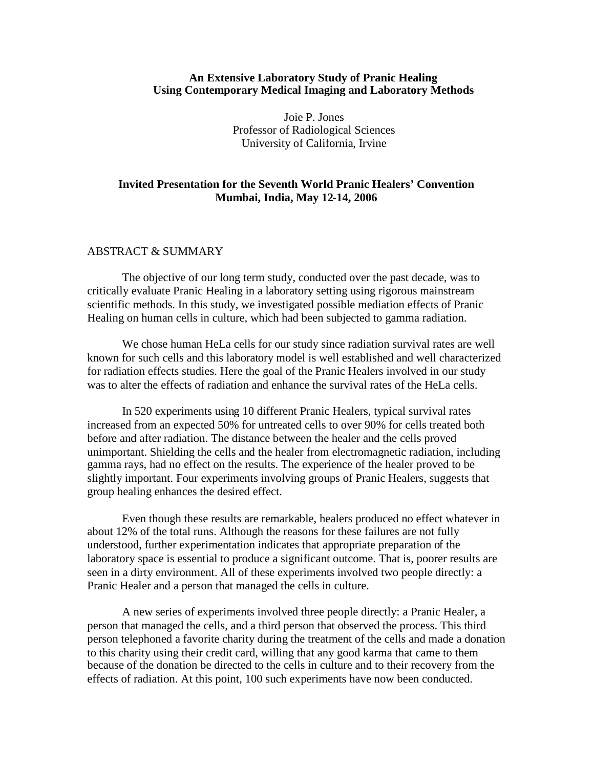**An Extensive Laboratory Study of Pranic Healing Using Contemporary Medical Imaging and Laboratory Methods**

Joie P. Jones
Professor of Radiological Sciences
University of California, Irvine

**Invited Presentation for the Seventh World Pranic Healers' Convention Mumbai, India, May 12-14, 2006**

## ABSTRACT & SUMMARY

The objective of our long term study, conducted over the past decade, was to critically evaluate Pranic Healing in a laboratory setting using rigorous mainstream scientific methods. In this study, we investigated possible mediation effects of Pranic Healing on human cells in culture, which had been subjected to gamma radiation.

We chose human HeLa cells for our study since radiation survival rates are well known for such cells and this laboratory model is well established and well characterized for radiation effects studies. Here the goal of the Pranic Healers involved in our study was to alter the effects of radiation and enhance the survival rates of the HeLa cells.

In 520 experiments using 10 different Pranic Healers, typical survival rates increased from an expected 50% for untreated cells to over 90% for cells treated both before and after radiation. The distance between the healer and the cells proved unimportant. Shielding the cells and the healer from electromagnetic radiation, including gamma rays, had no effect on the results. The experience of the healer proved to be slightly important. Four experiments involving groups of Pranic Healers, suggests that group healing enhances the desired effect.

Even though these results are remarkable, healers produced no effect whatever in about 12% of the total runs. Although the reasons for these failures are not fully understood, further experimentation indicates that appropriate preparation of the laboratory space is essential to produce a significant outcome. That is, poorer results are seen in a dirty environment. All of these experiments involved two people directly: a Pranic Healer and a person that managed the cells in culture.

A new series of experiments involved three people directly: a Pranic Healer, a person that managed the cells, and a third person that observed the process. This third person telephoned a favorite charity during the treatment of the cells and made a donation to this charity using their credit card, willing that any good karma that came to them because of the donation be directed to the cells in culture and to their recovery from the effects of radiation. At this point, 100 such experiments have now been conducted.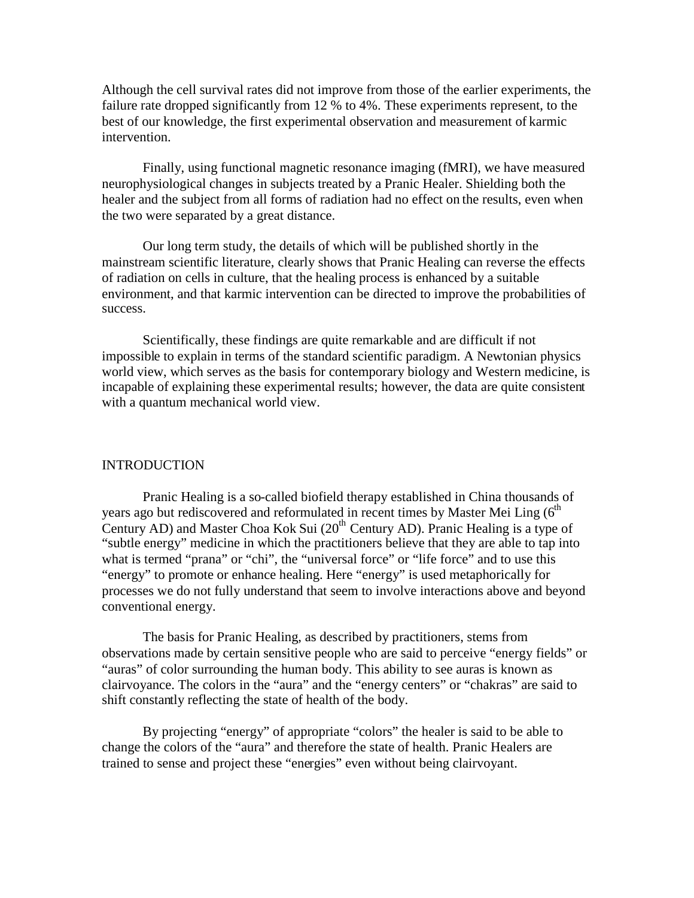Although the cell survival rates did not improve from those of the earlier experiments, the failure rate dropped significantly from 12 % to 4%. These experiments represent, to the best of our knowledge, the first experimental observation and measurement of karmic intervention.

Finally, using functional magnetic resonance imaging (fMRI), we have measured neurophysiological changes in subjects treated by a Pranic Healer. Shielding both the healer and the subject from all forms of radiation had no effect on the results, even when the two were separated by a great distance.

Our long term study, the details of which will be published shortly in the mainstream scientific literature, clearly shows that Pranic Healing can reverse the effects of radiation on cells in culture, that the healing process is enhanced by a suitable environment, and that karmic intervention can be directed to improve the probabilities of success.

Scientifically, these findings are quite remarkable and are difficult if not impossible to explain in terms of the standard scientific paradigm. A Newtonian physics world view, which serves as the basis for contemporary biology and Western medicine, is incapable of explaining these experimental results; however, the data are quite consistent with a quantum mechanical world view.

## INTRODUCTION

Pranic Healing is a so-called biofield therapy established in China thousands of years ago but rediscovered and reformulated in recent times by Master Mei Ling (6th Century AD) and Master Choa Kok Sui (20th Century AD). Pranic Healing is a type of "subtle energy" medicine in which the practitioners believe that they are able to tap into what is termed "prana" or "chi", the "universal force" or "life force" and to use this "energy" to promote or enhance healing. Here "energy" is used metaphorically for processes we do not fully understand that seem to involve interactions above and beyond conventional energy.

The basis for Pranic Healing, as described by practitioners, stems from observations made by certain sensitive people who are said to perceive "energy fields" or "auras" of color surrounding the human body. This ability to see auras is known as clairvoyance. The colors in the "aura" and the "energy centers" or "chakras" are said to shift constantly reflecting the state of health of the body.

By projecting "energy" of appropriate "colors" the healer is said to be able to change the colors of the "aura" and therefore the state of health. Pranic Healers are trained to sense and project these "energies" even without being clairvoyant.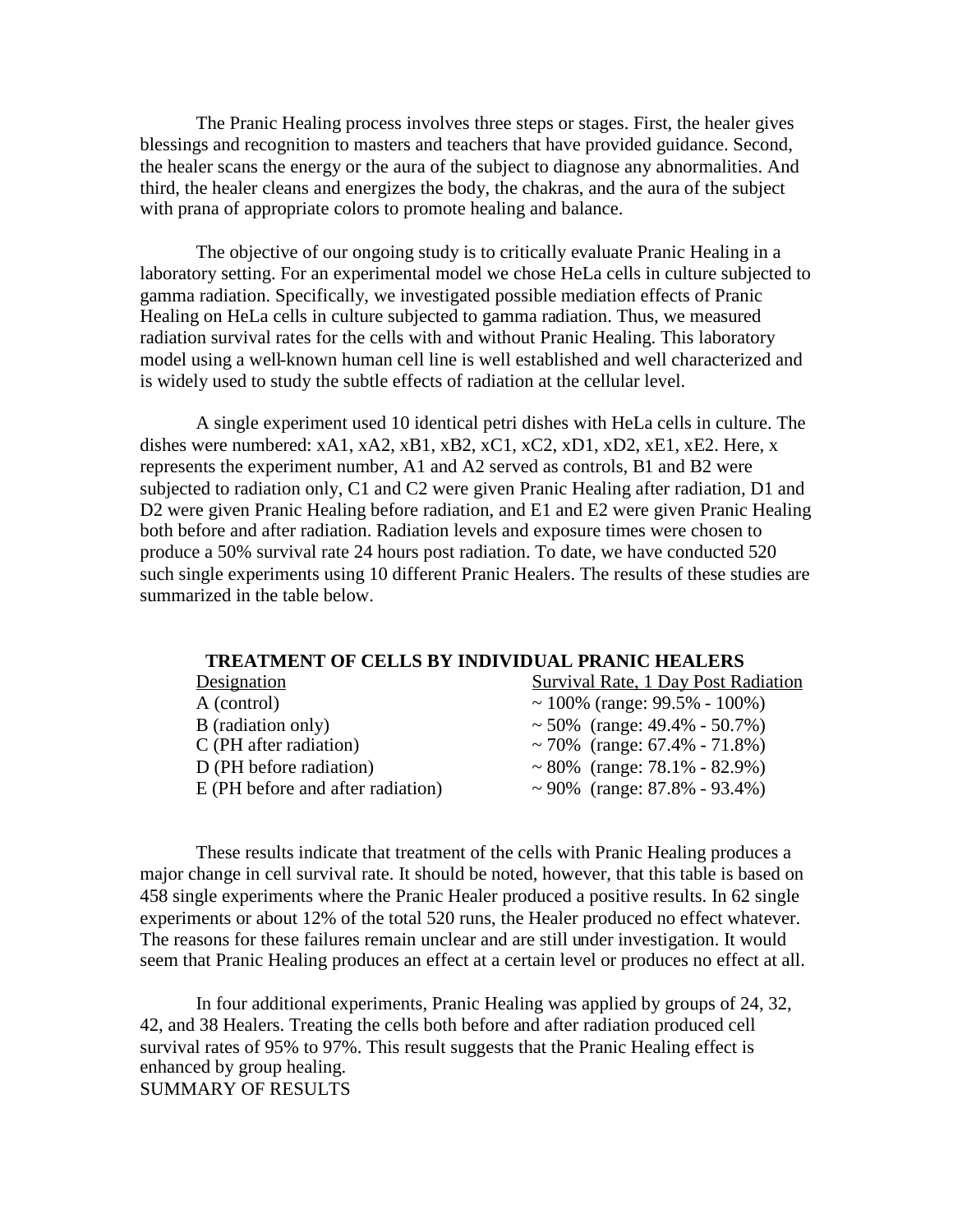The Pranic Healing process involves three steps or stages. First, the healer gives blessings and recognition to masters and teachers that have provided guidance. Second, the healer scans the energy or the aura of the subject to diagnose any abnormalities. And third, the healer cleans and energizes the body, the chakras, and the aura of the subject with prana of appropriate colors to promote healing and balance.

The objective of our ongoing study is to critically evaluate Pranic Healing in a laboratory setting. For an experimental model we chose HeLa cells in culture subjected to gamma radiation. Specifically, we investigated possible mediation effects of Pranic Healing on HeLa cells in culture subjected to gamma radiation. Thus, we measured radiation survival rates for the cells with and without Pranic Healing. This laboratory model using a well-known human cell line is well established and well characterized and is widely used to study the subtle effects of radiation at the cellular level.

A single experiment used 10 identical petri dishes with HeLa cells in culture. The dishes were numbered: xA1, xA2, xB1, xB2, xC1, xC2, xD1, xD2, xE1, xE2. Here, x represents the experiment number, A1 and A2 served as controls, B1 and B2 were subjected to radiation only, C1 and C2 were given Pranic Healing after radiation, D1 and D2 were given Pranic Healing before radiation, and E1 and E2 were given Pranic Healing both before and after radiation. Radiation levels and exposure times were chosen to produce a 50% survival rate 24 hours post radiation. To date, we have conducted 520 such single experiments using 10 different Pranic Healers. The results of these studies are summarized in the table below.

**TREATMENT OF CELLS BY INDIVIDUAL PRANIC HEALERS**

| Designation | Survival Rate, 1 Day Post Radiation |
|---|---|
| A (control) | ~ 100% (range: 99.5% - 100%) |
| B (radiation only) | ~ 50% (range: 49.4% - 50.7%) |
| C (PH after radiation) | ~ 70% (range: 67.4% - 71.8%) |
| D (PH before radiation) | ~ 80% (range: 78.1% - 82.9%) |
| E (PH before and after radiation) | ~ 90% (range: 87.8% - 93.4%) |

These results indicate that treatment of the cells with Pranic Healing produces a major change in cell survival rate. It should be noted, however, that this table is based on 458 single experiments where the Pranic Healer produced a positive results. In 62 single experiments or about 12% of the total 520 runs, the Healer produced no effect whatever. The reasons for these failures remain unclear and are still under investigation. It would seem that Pranic Healing produces an effect at a certain level or produces no effect at all.

In four additional experiments, Pranic Healing was applied by groups of 24, 32, 42, and 38 Healers. Treating the cells both before and after radiation produced cell survival rates of 95% to 97%. This result suggests that the Pranic Healing effect is enhanced by group healing.

SUMMARY OF RESULTS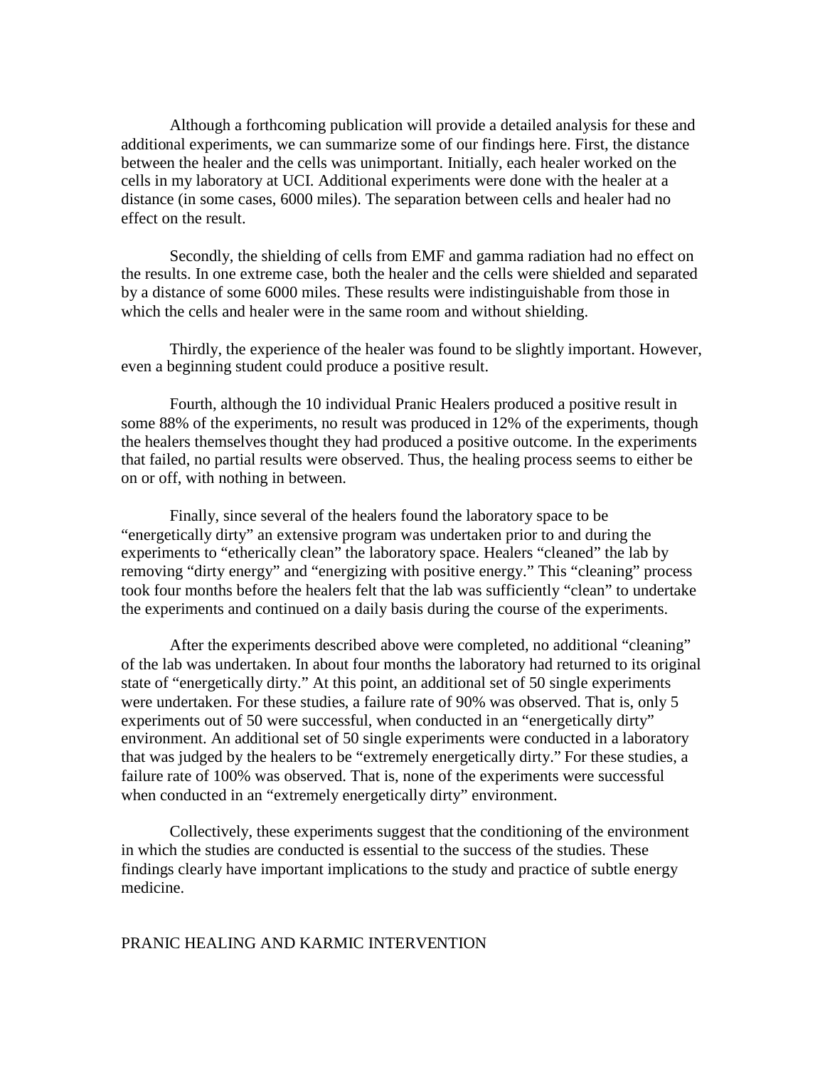Although a forthcoming publication will provide a detailed analysis for these and additional experiments, we can summarize some of our findings here. First, the distance between the healer and the cells was unimportant. Initially, each healer worked on the cells in my laboratory at UCI. Additional experiments were done with the healer at a distance (in some cases, 6000 miles). The separation between cells and healer had no effect on the result.

Secondly, the shielding of cells from EMF and gamma radiation had no effect on the results. In one extreme case, both the healer and the cells were shielded and separated by a distance of some 6000 miles. These results were indistinguishable from those in which the cells and healer were in the same room and without shielding.

Thirdly, the experience of the healer was found to be slightly important. However, even a beginning student could produce a positive result.

Fourth, although the 10 individual Pranic Healers produced a positive result in some 88% of the experiments, no result was produced in 12% of the experiments, though the healers themselves thought they had produced a positive outcome. In the experiments that failed, no partial results were observed. Thus, the healing process seems to either be on or off, with nothing in between.

Finally, since several of the healers found the laboratory space to be "energetically dirty" an extensive program was undertaken prior to and during the experiments to "etherically clean" the laboratory space. Healers "cleaned" the lab by removing "dirty energy" and "energizing with positive energy." This "cleaning" process took four months before the healers felt that the lab was sufficiently "clean" to undertake the experiments and continued on a daily basis during the course of the experiments.

After the experiments described above were completed, no additional "cleaning" of the lab was undertaken. In about four months the laboratory had returned to its original state of "energetically dirty." At this point, an additional set of 50 single experiments were undertaken. For these studies, a failure rate of 90% was observed. That is, only 5 experiments out of 50 were successful, when conducted in an "energetically dirty" environment. An additional set of 50 single experiments were conducted in a laboratory that was judged by the healers to be "extremely energetically dirty." For these studies, a failure rate of 100% was observed. That is, none of the experiments were successful when conducted in an "extremely energetically dirty" environment.

Collectively, these experiments suggest that the conditioning of the environment in which the studies are conducted is essential to the success of the studies. These findings clearly have important implications to the study and practice of subtle energy medicine.

## PRANIC HEALING AND KARMIC INTERVENTION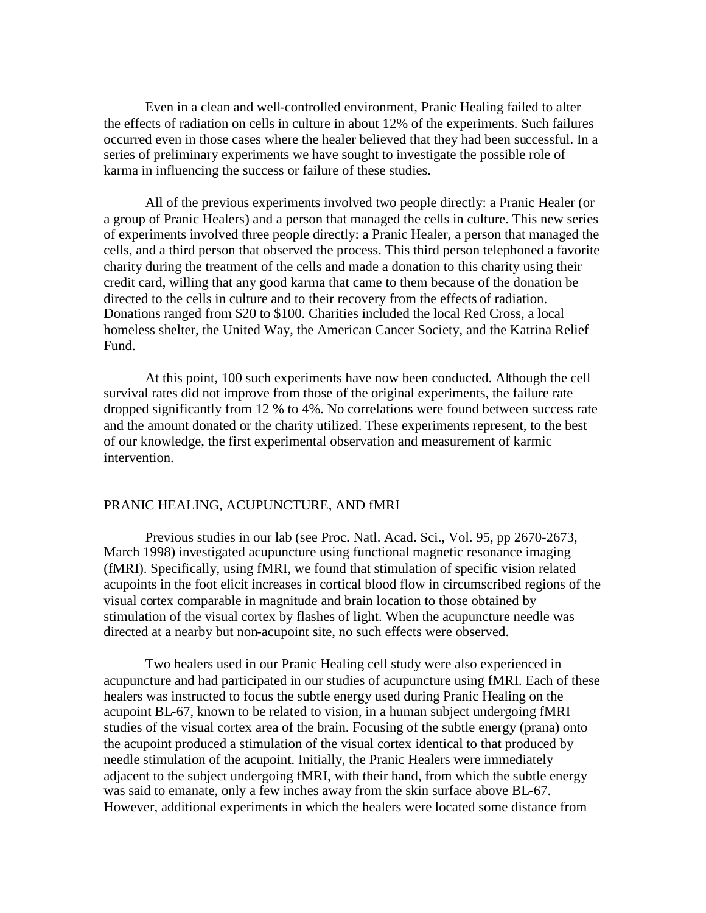Even in a clean and well-controlled environment, Pranic Healing failed to alter the effects of radiation on cells in culture in about 12% of the experiments. Such failures occurred even in those cases where the healer believed that they had been successful. In a series of preliminary experiments we have sought to investigate the possible role of karma in influencing the success or failure of these studies.

All of the previous experiments involved two people directly: a Pranic Healer (or a group of Pranic Healers) and a person that managed the cells in culture. This new series of experiments involved three people directly: a Pranic Healer, a person that managed the cells, and a third person that observed the process. This third person telephoned a favorite charity during the treatment of the cells and made a donation to this charity using their credit card, willing that any good karma that came to them because of the donation be directed to the cells in culture and to their recovery from the effects of radiation. Donations ranged from $20 to $100. Charities included the local Red Cross, a local homeless shelter, the United Way, the American Cancer Society, and the Katrina Relief Fund.

At this point, 100 such experiments have now been conducted. Although the cell survival rates did not improve from those of the original experiments, the failure rate dropped significantly from 12 % to 4%. No correlations were found between success rate and the amount donated or the charity utilized. These experiments represent, to the best of our knowledge, the first experimental observation and measurement of karmic intervention.

## PRANIC HEALING, ACUPUNCTURE, AND fMRI

Previous studies in our lab (see Proc. Natl. Acad. Sci., Vol. 95, pp 2670-2673, March 1998) investigated acupuncture using functional magnetic resonance imaging (fMRI). Specifically, using fMRI, we found that stimulation of specific vision related acupoints in the foot elicit increases in cortical blood flow in circumscribed regions of the visual cortex comparable in magnitude and brain location to those obtained by stimulation of the visual cortex by flashes of light. When the acupuncture needle was directed at a nearby but non-acupoint site, no such effects were observed.

Two healers used in our Pranic Healing cell study were also experienced in acupuncture and had participated in our studies of acupuncture using fMRI. Each of these healers was instructed to focus the subtle energy used during Pranic Healing on the acupoint BL-67, known to be related to vision, in a human subject undergoing fMRI studies of the visual cortex area of the brain. Focusing of the subtle energy (prana) onto the acupoint produced a stimulation of the visual cortex identical to that produced by needle stimulation of the acupoint. Initially, the Pranic Healers were immediately adjacent to the subject undergoing fMRI, with their hand, from which the subtle energy was said to emanate, only a few inches away from the skin surface above BL-67. However, additional experiments in which the healers were located some distance from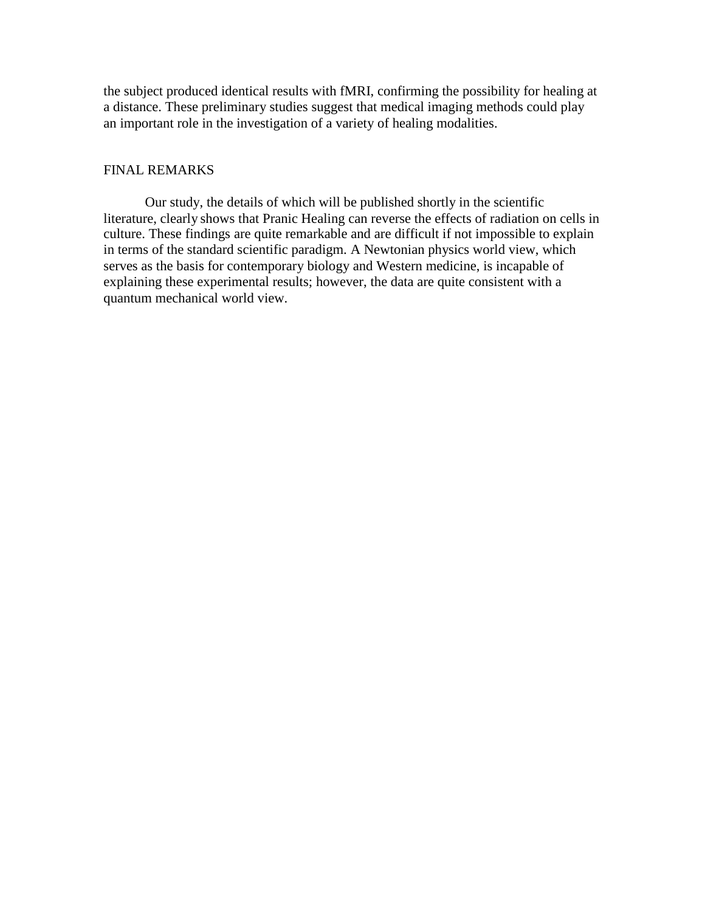the subject produced identical results with fMRI, confirming the possibility for healing at a distance. These preliminary studies suggest that medical imaging methods could play an important role in the investigation of a variety of healing modalities.

## FINAL REMARKS

Our study, the details of which will be published shortly in the scientific literature, clearly shows that Pranic Healing can reverse the effects of radiation on cells in culture. These findings are quite remarkable and are difficult if not impossible to explain in terms of the standard scientific paradigm. A Newtonian physics world view, which serves as the basis for contemporary biology and Western medicine, is incapable of explaining these experimental results; however, the data are quite consistent with a quantum mechanical world view.